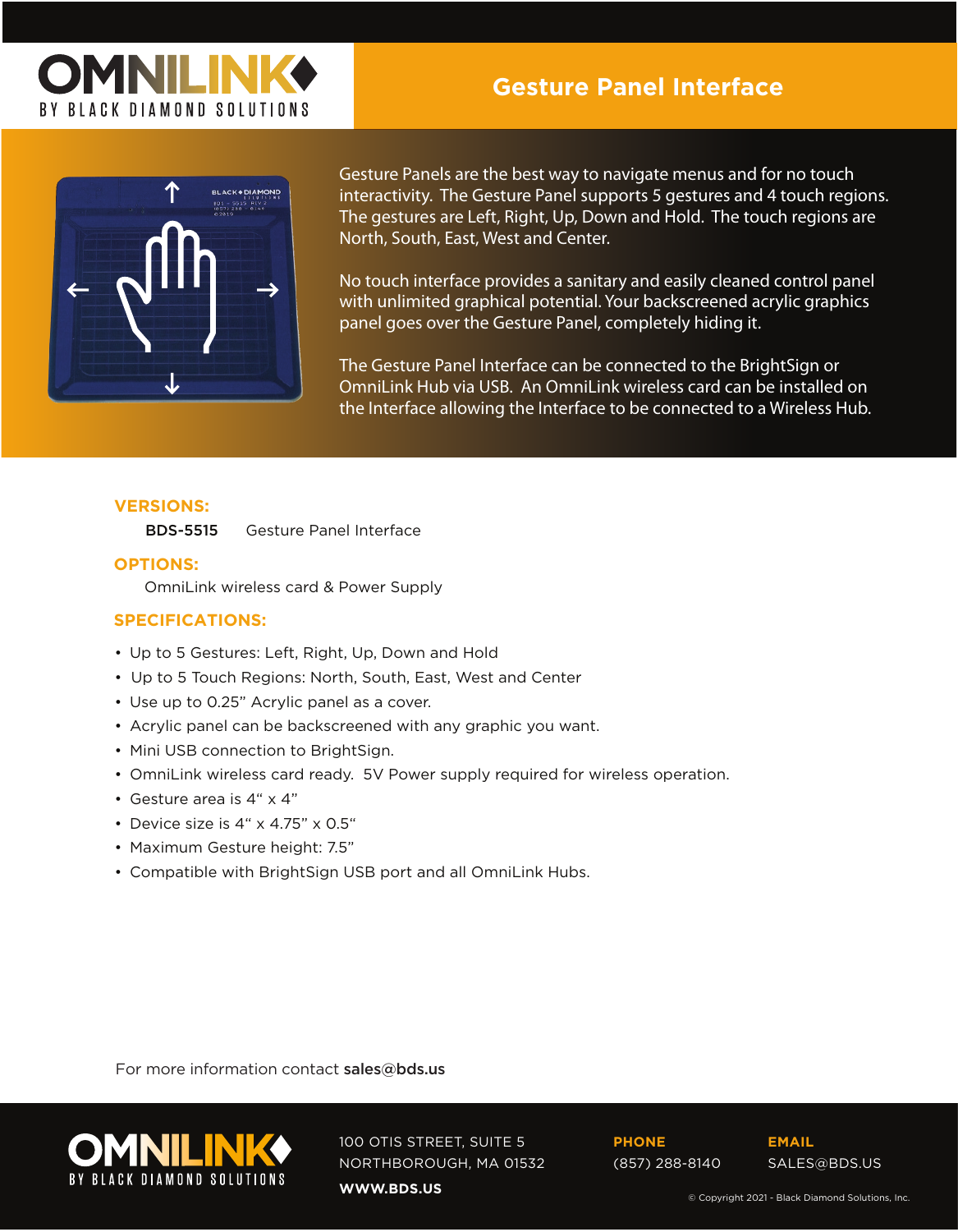# OMNILINK

BY BLACK DIAMOND SOLUTIONS

## Gesture Panel Interface

Gesture Panels are the best way to navigate menus and for no touch interactivity. The Gesture Panel supports 5 gestures and 4 touch regions. The gestures are Left, Right, Up, Down and Hold. The touch regions are North, South, East, West and Center.

No touch interface provides a sanitary and easily cleaned control panel with unlimited graphical potential. Your backscreened acrylic graphics panel goes over the Gesture Panel, completely hiding it.

The Gesture Panel Interface can be connected to the BrightSign or OmniLink Hub via USB. An OmniLink wireless card can be installed on the Interface allowing the Interface to be connected to a Wireless Hub.

### VERSIONS:

BDS-5515 Gesture Panel Interface

### OPTIONS:

OmniLink wireless card & Power Supply

### SPECIFICATIONS:

- Up to 5 Gestures: Left, Right, Up, Down and Hold
- Up to 5 Touch Regions: North, South, East, West and Center
- Use up to 0.25" Acrylic panel as a cover.
- Acrylic panel can be backscreened with any graphic you want.
- Mini USB connection to BrightSign.
- OmniLink wireless card ready. 5V Power supply required for wireless operation.
- Gesture area is 4" x 4"
- Device size is 4" x 4.75" x 0.5"
- Maximum Gesture height: 7.5"
- Compatible with BrightSign USB port and all OmniLink Hubs.

For more information contact **sales@bds.us**

OMNILINK BY BLACK DIAMOND SOLUTIONS

100 OTIS STREET, SUITE 5
NORTHBOROUGH, MA 01532
**WWW.BDS.US**

**PHONE**
(857) 288-8140

**EMAIL**
SALES@BDS.US

© Copyright 2021 - Black Diamond Solutions, Inc.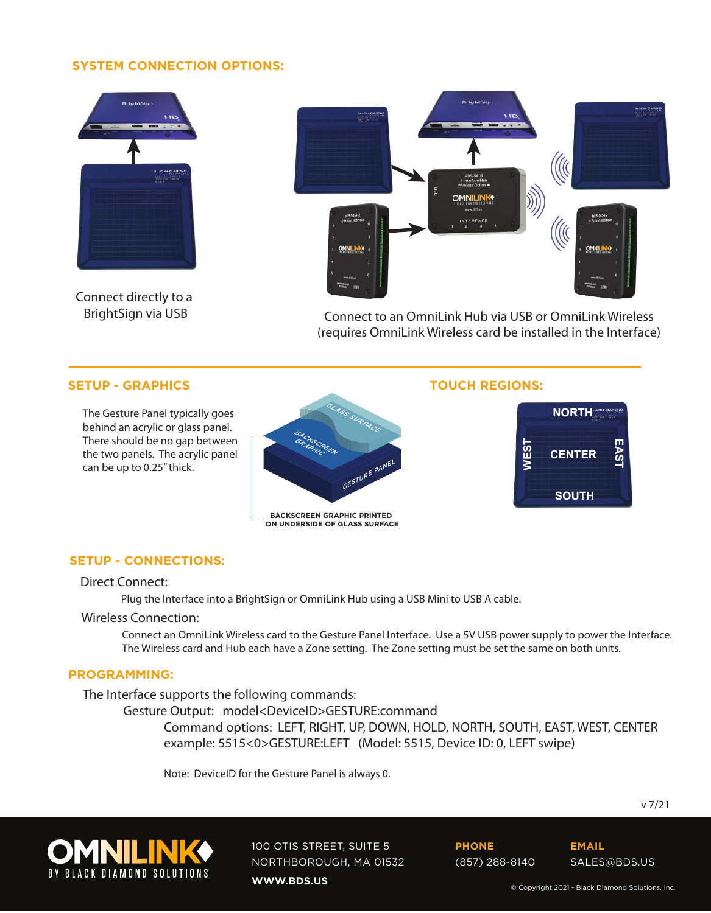## SYSTEM CONNECTION OPTIONS:

Connect directly to a BrightSign via USB

Connect to an OmniLink Hub via USB or OmniLink Wireless (requires OmniLink Wireless card be installed in the Interface)

## SETUP - GRAPHICS

The Gesture Panel typically goes behind an acrylic or glass panel. There should be no gap between the two panels. The acrylic panel can be up to 0.25" thick.

GLASS SURFACE

BACKSCREEN GRAPHIC

GESTURE PANEL

BACKSCREEN GRAPHIC PRINTED ON UNDERSIDE OF GLASS SURFACE

## TOUCH REGIONS:

NORTH

WEST

CENTER

EAST

SOUTH

## SETUP - CONNECTIONS:

Direct Connect:

Plug the Interface into a BrightSign or OmniLink Hub using a USB Mini to USB A cable.

Wireless Connection:

Connect an OmniLink Wireless card to the Gesture Panel Interface. Use a 5V USB power supply to power the Interface. The Wireless card and Hub each have a Zone setting. The Zone setting must be set the same on both units.

## PROGRAMMING:

The Interface supports the following commands:

Gesture Output: model<DeviceID>GESTURE:command

Command options: LEFT, RIGHT, UP, DOWN, HOLD, NORTH, SOUTH, EAST, WEST, CENTER

example: 5515<0>GESTURE:LEFT (Model: 5515, Device ID: 0, LEFT swipe)

Note: DeviceID for the Gesture Panel is always 0.

v 7/21

OMNILINK BY BLACK DIAMOND SOLUTIONS

100 OTIS STREET, SUITE 5
NORTHBOROUGH, MA 01532
**WWW.BDS.US**

**PHONE**
(857) 288-8140

**EMAIL**
SALES@BDS.US

© Copyright 2021 - Black Diamond Solutions, Inc.